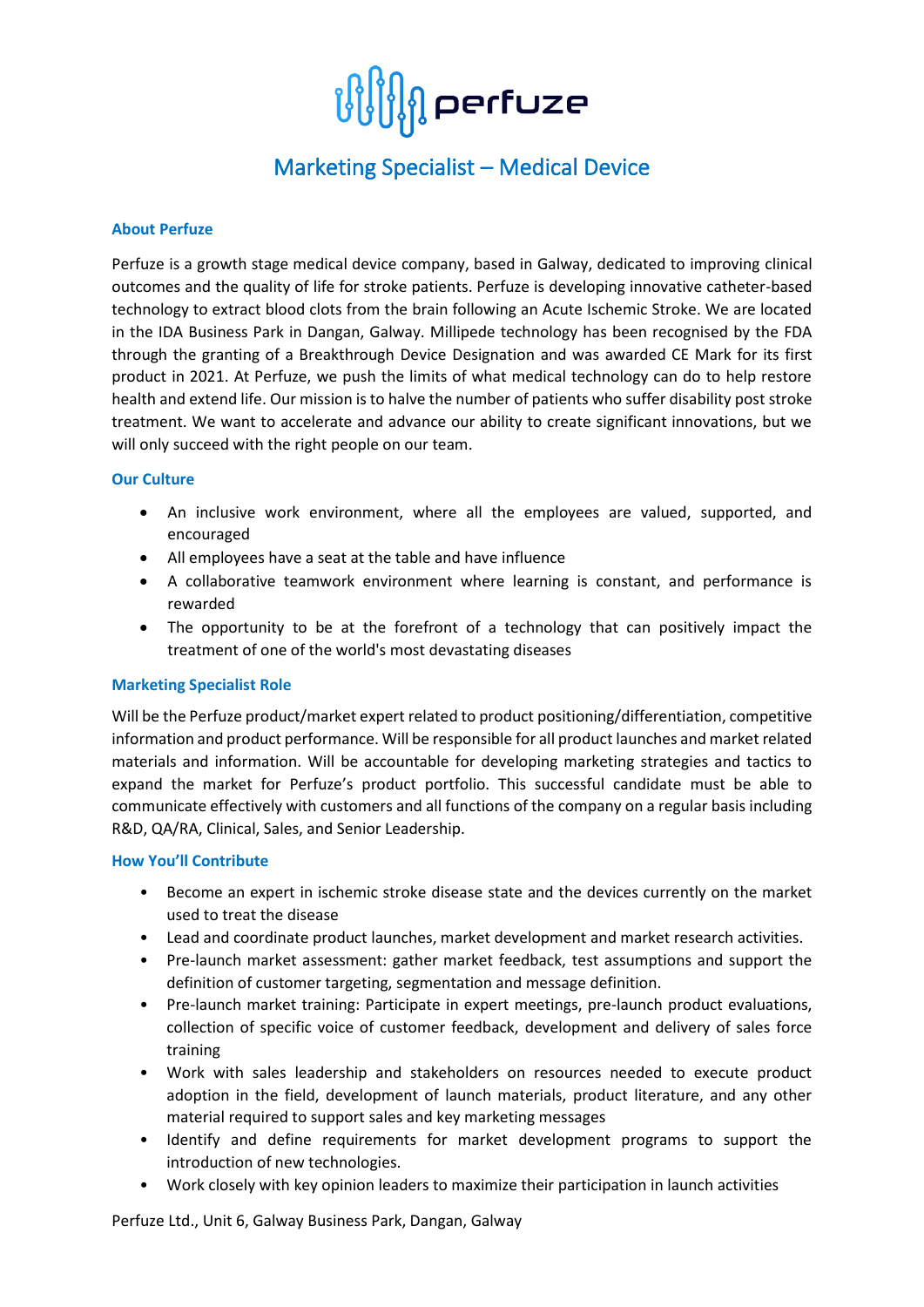# perfuze

## Marketing Specialist – Medical Device

### About Perfuze

Perfuze is a growth stage medical device company, based in Galway, dedicated to improving clinical outcomes and the quality of life for stroke patients. Perfuze is developing innovative catheter-based technology to extract blood clots from the brain following an Acute Ischemic Stroke. We are located in the IDA Business Park in Dangan, Galway. Millipede technology has been recognised by the FDA through the granting of a Breakthrough Device Designation and was awarded CE Mark for its first product in 2021. At Perfuze, we push the limits of what medical technology can do to help restore health and extend life. Our mission is to halve the number of patients who suffer disability post stroke treatment. We want to accelerate and advance our ability to create significant innovations, but we will only succeed with the right people on our team.

### Our Culture

- An inclusive work environment, where all the employees are valued, supported, and encouraged
- All employees have a seat at the table and have influence
- A collaborative teamwork environment where learning is constant, and performance is rewarded
- The opportunity to be at the forefront of a technology that can positively impact the treatment of one of the world's most devastating diseases

### Marketing Specialist Role

Will be the Perfuze product/market expert related to product positioning/differentiation, competitive information and product performance. Will be responsible for all product launches and market related materials and information. Will be accountable for developing marketing strategies and tactics to expand the market for Perfuze's product portfolio. This successful candidate must be able to communicate effectively with customers and all functions of the company on a regular basis including R&D, QA/RA, Clinical, Sales, and Senior Leadership.

### How You'll Contribute

- Become an expert in ischemic stroke disease state and the devices currently on the market used to treat the disease
- Lead and coordinate product launches, market development and market research activities.
- Pre-launch market assessment: gather market feedback, test assumptions and support the definition of customer targeting, segmentation and message definition.
- Pre-launch market training: Participate in expert meetings, pre-launch product evaluations, collection of specific voice of customer feedback, development and delivery of sales force training
- Work with sales leadership and stakeholders on resources needed to execute product adoption in the field, development of launch materials, product literature, and any other material required to support sales and key marketing messages
- Identify and define requirements for market development programs to support the introduction of new technologies.
- Work closely with key opinion leaders to maximize their participation in launch activities

Perfuze Ltd., Unit 6, Galway Business Park, Dangan, Galway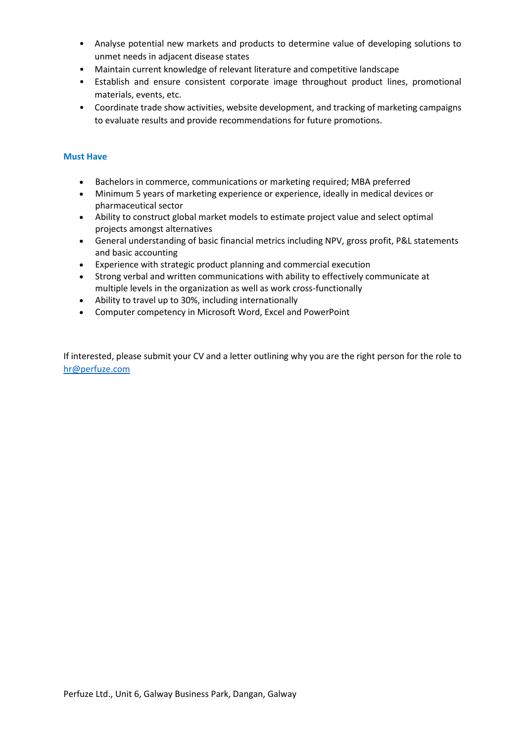- Analyse potential new markets and products to determine value of developing solutions to unmet needs in adjacent disease states
- Maintain current knowledge of relevant literature and competitive landscape
- Establish and ensure consistent corporate image throughout product lines, promotional materials, events, etc.
- Coordinate trade show activities, website development, and tracking of marketing campaigns to evaluate results and provide recommendations for future promotions.

**Must Have**

- Bachelors in commerce, communications or marketing required; MBA preferred
- Minimum 5 years of marketing experience or experience, ideally in medical devices or pharmaceutical sector
- Ability to construct global market models to estimate project value and select optimal projects amongst alternatives
- General understanding of basic financial metrics including NPV, gross profit, P&L statements and basic accounting
- Experience with strategic product planning and commercial execution
- Strong verbal and written communications with ability to effectively communicate at multiple levels in the organization as well as work cross-functionally
- Ability to travel up to 30%, including internationally
- Computer competency in Microsoft Word, Excel and PowerPoint

If interested, please submit your CV and a letter outlining why you are the right person for the role to [hr@perfuze.com](mailto:hr@perfuze.com)

Perfuze Ltd., Unit 6, Galway Business Park, Dangan, Galway